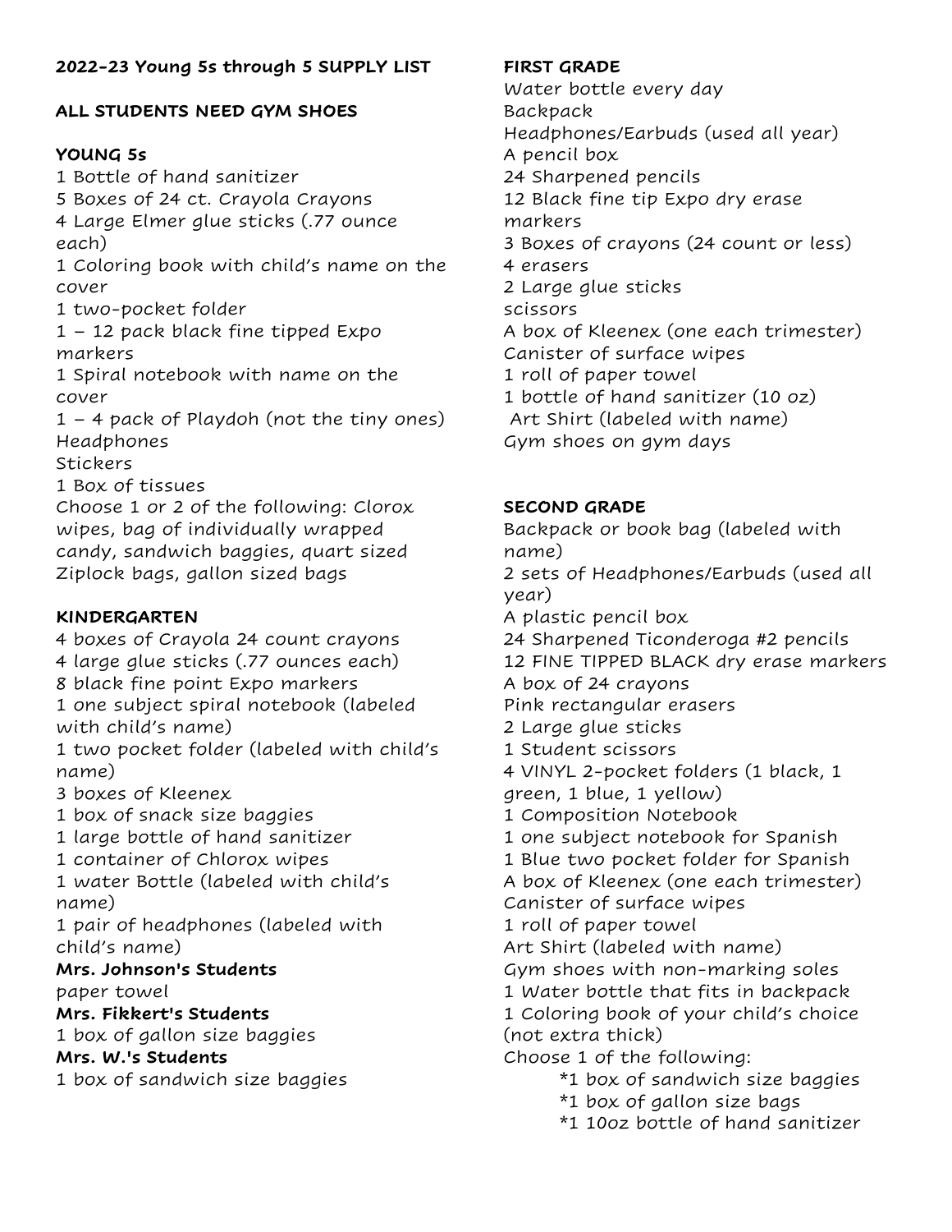**2022-23 Young 5s through 5 SUPPLY LIST**

**ALL STUDENTS NEED GYM SHOES**

**YOUNG 5s**

1 Bottle of hand sanitizer
5 Boxes of 24 ct. Crayola Crayons
4 Large Elmer glue sticks (.77 ounce each)
1 Coloring book with child's name on the cover
1 two-pocket folder
1 – 12 pack black fine tipped Expo markers
1 Spiral notebook with name on the cover
1 – 4 pack of Playdoh (not the tiny ones)
Headphones
Stickers
1 Box of tissues
Choose 1 or 2 of the following: Clorox wipes, bag of individually wrapped candy, sandwich baggies, quart sized Ziplock bags, gallon sized bags

**KINDERGARTEN**

4 boxes of Crayola 24 count crayons
4 large glue sticks (.77 ounces each)
8 black fine point Expo markers
1 one subject spiral notebook (labeled with child's name)
1 two pocket folder (labeled with child's name)
3 boxes of Kleenex
1 box of snack size baggies
1 large bottle of hand sanitizer
1 container of Chlorox wipes
1 water Bottle (labeled with child's name)
1 pair of headphones (labeled with child's name)

**Mrs. Johnson's Students**
paper towel

**Mrs. Fikkert's Students**
1 box of gallon size baggies

**Mrs. W.'s Students**
1 box of sandwich size baggies

**FIRST GRADE**

Water bottle every day
Backpack
Headphones/Earbuds (used all year)
A pencil box
24 Sharpened pencils
12 Black fine tip Expo dry erase markers
3 Boxes of crayons (24 count or less)
4 erasers
2 Large glue sticks
scissors
A box of Kleenex (one each trimester)
Canister of surface wipes
1 roll of paper towel
1 bottle of hand sanitizer (10 oz)
Art Shirt (labeled with name)
Gym shoes on gym days

**SECOND GRADE**

Backpack or book bag (labeled with name)
2 sets of Headphones/Earbuds (used all year)
A plastic pencil box
24 Sharpened Ticonderoga #2 pencils
12 FINE TIPPED BLACK dry erase markers
A box of 24 crayons
Pink rectangular erasers
2 Large glue sticks
1 Student scissors
4 VINYL 2-pocket folders (1 black, 1 green, 1 blue, 1 yellow)
1 Composition Notebook
1 one subject notebook for Spanish
1 Blue two pocket folder for Spanish
A box of Kleenex (one each trimester)
Canister of surface wipes
1 roll of paper towel
Art Shirt (labeled with name)
Gym shoes with non-marking soles
1 Water bottle that fits in backpack
1 Coloring book of your child's choice (not extra thick)
Choose 1 of the following:

- *1 box of sandwich size baggies
- *1 box of gallon size bags
- *1 10oz bottle of hand sanitizer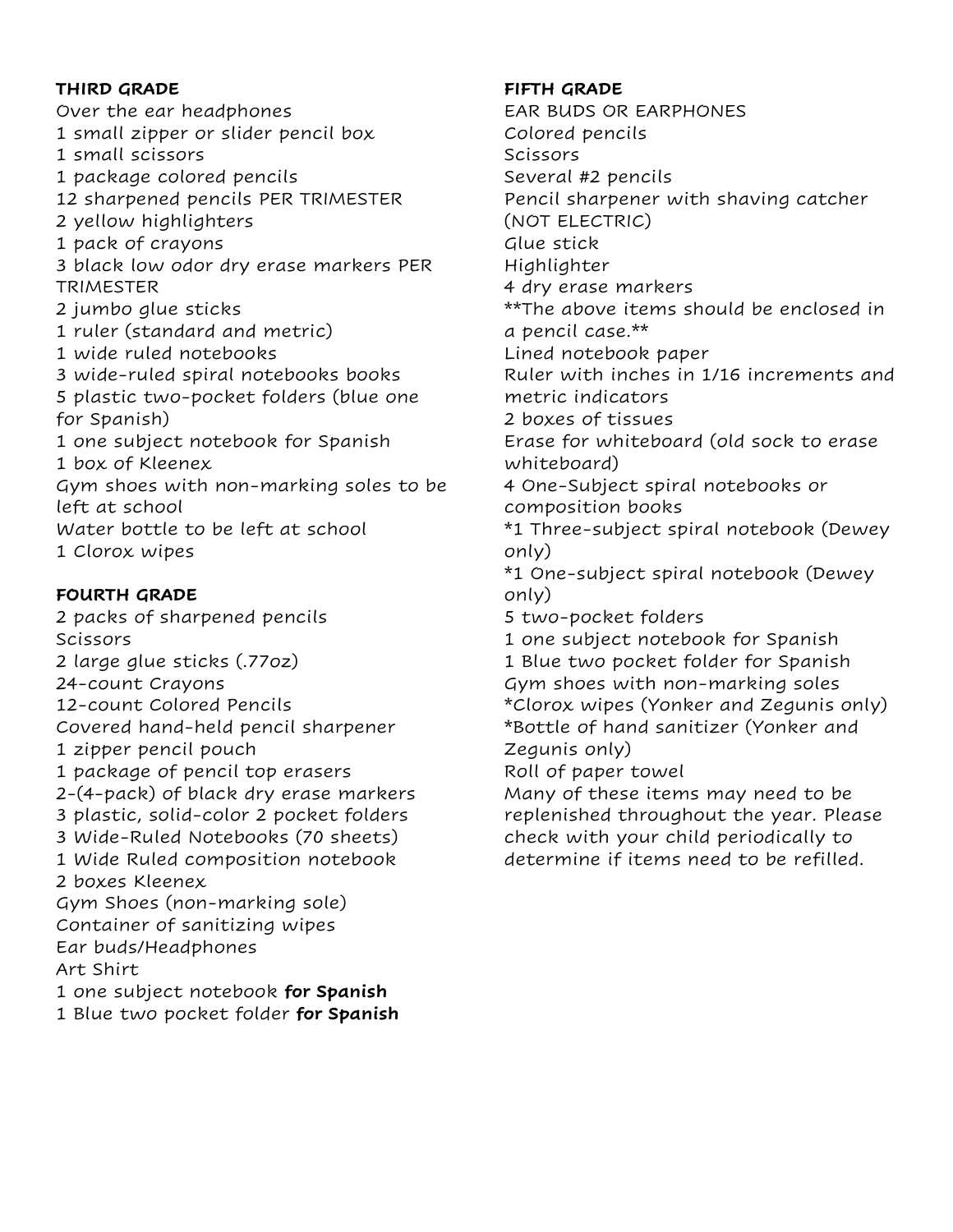**THIRD GRADE**

Over the ear headphones
1 small zipper or slider pencil box
1 small scissors
1 package colored pencils
12 sharpened pencils PER TRIMESTER
2 yellow highlighters
1 pack of crayons
3 black low odor dry erase markers PER TRIMESTER
2 jumbo glue sticks
1 ruler (standard and metric)
1 wide ruled notebooks
3 wide-ruled spiral notebooks books
5 plastic two-pocket folders (blue one for Spanish)
1 one subject notebook for Spanish
1 box of Kleenex
Gym shoes with non-marking soles to be left at school
Water bottle to be left at school
1 Clorox wipes

**FOURTH GRADE**

2 packs of sharpened pencils
Scissors
2 large glue sticks (.77oz)
24-count Crayons
12-count Colored Pencils
Covered hand-held pencil sharpener
1 zipper pencil pouch
1 package of pencil top erasers
2-(4-pack) of black dry erase markers
3 plastic, solid-color 2 pocket folders
3 Wide-Ruled Notebooks (70 sheets)
1 Wide Ruled composition notebook
2 boxes Kleenex
Gym Shoes (non-marking sole)
Container of sanitizing wipes
Ear buds/Headphones
Art Shirt
1 one subject notebook **for Spanish**
1 Blue two pocket folder **for Spanish**

**FIFTH GRADE**

EAR BUDS OR EARPHONES
Colored pencils
Scissors
Several #2 pencils
Pencil sharpener with shaving catcher (NOT ELECTRIC)
Glue stick
Highlighter
4 dry erase markers
**The above items should be enclosed in a pencil case.**
Lined notebook paper
Ruler with inches in 1/16 increments and metric indicators
2 boxes of tissues
Erase for whiteboard (old sock to erase whiteboard)
4 One-Subject spiral notebooks or composition books
*1 Three-subject spiral notebook (Dewey only)
*1 One-subject spiral notebook (Dewey only)
5 two-pocket folders
1 one subject notebook for Spanish
1 Blue two pocket folder for Spanish
Gym shoes with non-marking soles
*Clorox wipes (Yonker and Zegunis only)
*Bottle of hand sanitizer (Yonker and Zegunis only)
Roll of paper towel
Many of these items may need to be replenished throughout the year. Please check with your child periodically to determine if items need to be refilled.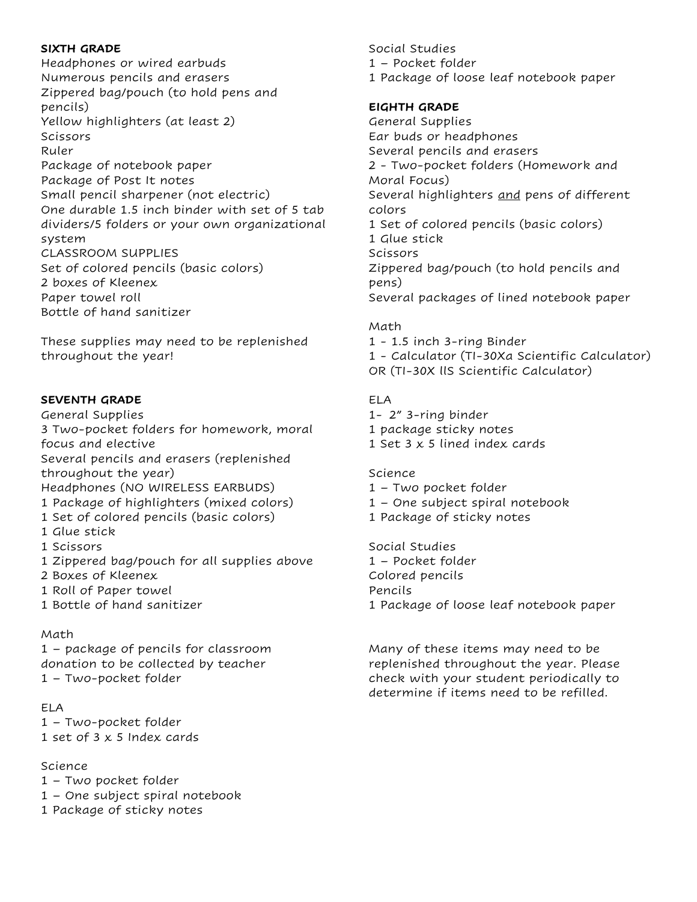**SIXTH GRADE**

Headphones or wired earbuds
Numerous pencils and erasers
Zippered bag/pouch (to hold pens and pencils)
Yellow highlighters (at least 2)
Scissors
Ruler
Package of notebook paper
Package of Post It notes
Small pencil sharpener (not electric)
One durable 1.5 inch binder with set of 5 tab dividers/5 folders or your own organizational system
CLASSROOM SUPPLIES
Set of colored pencils (basic colors)
2 boxes of Kleenex
Paper towel roll
Bottle of hand sanitizer

These supplies may need to be replenished throughout the year!

**SEVENTH GRADE**

General Supplies
3 Two-pocket folders for homework, moral focus and elective
Several pencils and erasers (replenished throughout the year)
Headphones (NO WIRELESS EARBUDS)
1 Package of highlighters (mixed colors)
1 Set of colored pencils (basic colors)
1 Glue stick
1 Scissors
1 Zippered bag/pouch for all supplies above
2 Boxes of Kleenex
1 Roll of Paper towel
1 Bottle of hand sanitizer

Math
1 – package of pencils for classroom donation to be collected by teacher
1 – Two-pocket folder

ELA
1 – Two-pocket folder
1 set of 3 x 5 Index cards

Science
1 – Two pocket folder
1 – One subject spiral notebook
1 Package of sticky notes

Social Studies
1 – Pocket folder
1 Package of loose leaf notebook paper

**EIGHTH GRADE**

General Supplies
Ear buds or headphones
Several pencils and erasers
2 - Two-pocket folders (Homework and Moral Focus)
Several highlighters <u>and</u> pens of different colors
1 Set of colored pencils (basic colors)
1 Glue stick
Scissors
Zippered bag/pouch (to hold pencils and pens)
Several packages of lined notebook paper

Math
1 - 1.5 inch 3-ring Binder
1 - Calculator (TI-30Xa Scientific Calculator) OR (TI-30X llS Scientific Calculator)

ELA
1- 2" 3-ring binder
1 package sticky notes
1 Set 3 x 5 lined index cards

Science
1 – Two pocket folder
1 – One subject spiral notebook
1 Package of sticky notes

Social Studies
1 – Pocket folder
Colored pencils
Pencils
1 Package of loose leaf notebook paper

Many of these items may need to be replenished throughout the year. Please check with your student periodically to determine if items need to be refilled.